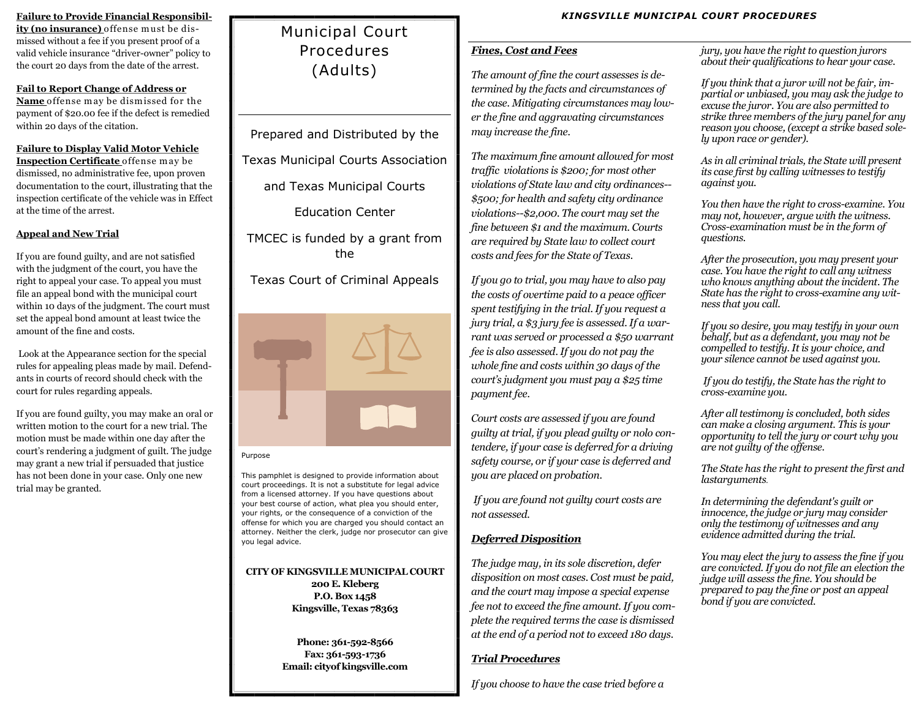**Failure to Provide Financial Responsibility (no insurance)** offense must be dismissed without a fee if you present proof of a valid vehicle insurance "driver-owner" policy to the court 20 days from the date of the arrest.

**Fail to Report Change of Address or Name** offense may be dismissed for the payment of $20.00 fee if the defect is remedied within 20 days of the citation.

**Failure to Display Valid Motor Vehicle Inspection Certificate** offense may be dismissed, no administrative fee, upon proven documentation to the court, illustrating that the inspection certificate of the vehicle was in Effect at the time of the arrest.

**Appeal and New Trial**

If you are found guilty, and are not satisfied with the judgment of the court, you have the right to appeal your case. To appeal you must file an appeal bond with the municipal court within 10 days of the judgment. The court must set the appeal bond amount at least twice the amount of the fine and costs.

Look at the Appearance section for the special rules for appealing pleas made by mail. Defendants in courts of record should check with the court for rules regarding appeals.

If you are found guilty, you may make an oral or written motion to the court for a new trial. The motion must be made within one day after the court's rendering a judgment of guilt. The judge may grant a new trial if persuaded that justice has not been done in your case. Only one new trial may be granted.

# Municipal Court Procedures (Adults)

Prepared and Distributed by the

Texas Municipal Courts Association

and Texas Municipal Courts

Education Center

TMCEC is funded by a grant from the

Texas Court of Criminal Appeals

Purpose

This pamphlet is designed to provide information about court proceedings. It is not a substitute for legal advice from a licensed attorney. If you have questions about your best course of action, what plea you should enter, your rights, or the consequence of a conviction of the offense for which you are charged you should contact an attorney. Neither the clerk, judge nor prosecutor can give you legal advice.

**CITY OF KINGSVILLE MUNICIPAL COURT**
**200 E. Kleberg**
**P.O. Box 1458**
**Kingsville, Texas 78363**

**Phone: 361-592-8566**
**Fax: 361-593-1736**
**Email: cityof kingsville.com**

## KINGSVILLE MUNICIPAL COURT PROCEDURES

***Fines, Cost and Fees***

*The amount of fine the court assesses is determined by the facts and circumstances of the case. Mitigating circumstances may lower the fine and aggravating circumstances may increase the fine.*

*The maximum fine amount allowed for most traffic violations is $200; for most other violations of State law and city ordinances--$500; for health and safety city ordinance violations--$2,000. The court may set the fine between $1 and the maximum. Courts are required by State law to collect court costs and fees for the State of Texas.*

*If you go to trial, you may have to also pay the costs of overtime paid to a peace officer spent testifying in the trial. If you request a jury trial, a $3 jury fee is assessed. If a warrant was served or processed a $50 warrant fee is also assessed. If you do not pay the whole fine and costs within 30 days of the court's judgment you must pay a $25 time payment fee.*

*Court costs are assessed if you are found guilty at trial, if you plead guilty or nolo contendere, if your case is deferred for a driving safety course, or if your case is deferred and you are placed on probation.*

*If you are found not guilty court costs are not assessed.*

***Deferred Disposition***

*The judge may, in its sole discretion, defer disposition on most cases. Cost must be paid, and the court may impose a special expense fee not to exceed the fine amount. If you complete the required terms the case is dismissed at the end of a period not to exceed 180 days.*

***Trial Procedures***

*If you choose to have the case tried before a jury, you have the right to question jurors about their qualifications to hear your case.*

*If you think that a juror will not be fair, impartial or unbiased, you may ask the judge to excuse the juror. You are also permitted to strike three members of the jury panel for any reason you choose, (except a strike based solely upon race or gender).*

*As in all criminal trials, the State will present its case first by calling witnesses to testify against you.*

*You then have the right to cross-examine. You may not, however, argue with the witness. Cross-examination must be in the form of questions.*

*After the prosecution, you may present your case. You have the right to call any witness who knows anything about the incident. The State has the right to cross-examine any witness that you call.*

*If you so desire, you may testify in your own behalf, but as a defendant, you may not be compelled to testify. It is your choice, and your silence cannot be used against you.*

*If you do testify, the State has the right to cross-examine you.*

*After all testimony is concluded, both sides can make a closing argument. This is your opportunity to tell the jury or court why you are not guilty of the offense.*

*The State has the right to present the first and lastarguments.*

*In determining the defendant's guilt or innocence, the judge or jury may consider only the testimony of witnesses and any evidence admitted during the trial.*

*You may elect the jury to assess the fine if you are convicted. If you do not file an election the judge will assess the fine. You should be prepared to pay the fine or post an appeal bond if you are convicted.*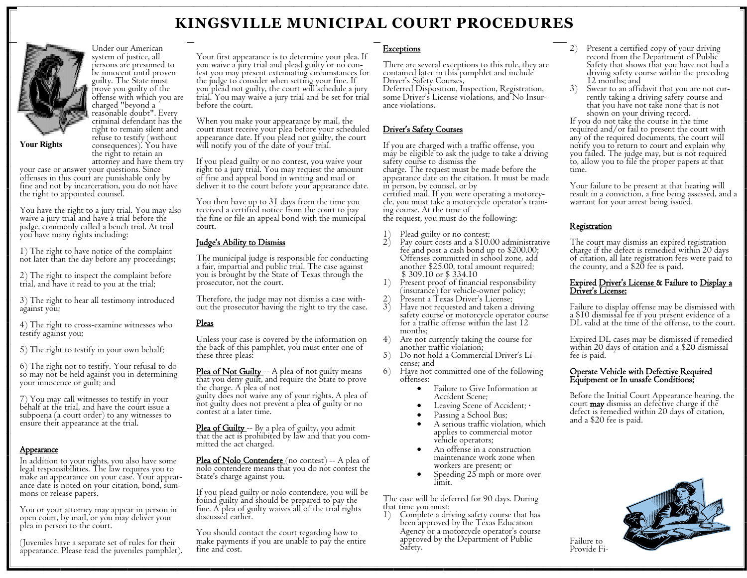# KINGSVILLE MUNICIPAL COURT PROCEDURES

**Your Rights**

Under our American system of justice, all persons are presumed to be innocent until proven guilty. The State must prove you guilty of the offense with which you are charged "beyond a reasonable doubt". Every criminal defendant has the right to remain silent and refuse to testify (without consequences). You have the right to retain an attorney and have them try your case or answer your questions. Since offenses in this court are punishable only by fine and not by incarceration, you do not have the right to appointed counsel.

You have the right to a jury trial. You may also waive a jury trial and have a trial before the judge, commonly called a bench trial. At trial you have many rights including:

1) The right to have notice of the complaint not later than the day before any proceedings;

2) The right to inspect the complaint before trial, and have it read to you at the trial;

3) The right to hear all testimony introduced against you;

4) The right to cross-examine witnesses who testify against you;

5) The right to testify in your own behalf;

6) The right not to testify. Your refusal to do so may not be held against you in determining your innocence or guilt; and

7) You may call witnesses to testify in your behalf at the trial, and have the court issue a subpoena (a court order) to any witnesses to ensure their appearance at the trial.

## Appearance

In addition to your rights, you also have some legal responsibilities. The law requires you to make an appearance on your case. Your appearance date is noted on your citation, bond, summons or release papers.

You or your attorney may appear in person in open court, by mail, or you may deliver your plea in person to the court.

(Juveniles have a separate set of rules for their appearance. Please read the juveniles pamphlet).

Your first appearance is to determine your plea. If you waive a jury trial and plead guilty or no contest you may present extenuating circumstances for the judge to consider when setting your fine. If you plead not guilty, the court will schedule a jury trial. You may waive a jury trial and be set for trial before the court.

When you make your appearance by mail, the court must receive your plea before your scheduled appearance date. If you plead not guilty, the court will notify you of the date of your trial.

If you plead guilty or no contest, you waive your right to a jury trial. You may request the amount of fine and appeal bond in writing and mail or deliver it to the court before your appearance date.

You then have up to 31 days from the time you received a certified notice from the court to pay the fine or file an appeal bond with the municipal court.

## Judge's Ability to Dismiss

The municipal judge is responsible for conducting a fair, impartial and public trial. The case against you is brought by the State of Texas through the prosecutor, not the court.

Therefore, the judge may not dismiss a case without the prosecutor having the right to try the case.

## Pleas

Unless your case is covered by the information on the back of this pamphlet, you must enter one of these three pleas:

**Plea of Not Guilty** -- A plea of not guilty means that you deny guilt, and require the State to prove the charge. A plea of not guilty does not waive any of your rights. A plea of not guilty does not prevent a plea of guilty or no contest at a later time.

**Plea of Guilty** -- By a plea of guilty, you admit that the act is prohibited by law and that you committed the act charged.

**Plea of Nolo Contendere** (no contest) -- A plea of nolo contendere means that you do not contest the State's charge against you.

If you plead guilty or nolo contendere, you will be found guilty and should be prepared to pay the fine. A plea of guilty waives all of the trial rights discussed earlier.

You should contact the court regarding how to make payments if you are unable to pay the entire fine and cost.

## Exceptions

There are several exceptions to this rule, they are contained later in this pamphlet and include Driver's Safety Courses,
Deferred Disposition, Inspection, Registration, some Driver's License violations, and No Insurance violations.

## Driver's Safety Courses

If you are charged with a traffic offense, you may be eligible to ask the judge to take a driving safety course to dismiss the charge. The request must be made before the appearance date on the citation. It must be made in person, by counsel, or by certified mail. If you were operating a motorcycle, you must take a motorcycle operator's training course. At the time of the request, you must do the following:

1) Plead guilty or no contest;
2) Pay court costs and a $10.00 administrative fee and post a cash bond up to $200.00; Offenses committed in school zone, add another $25.00, total amount required; $ 309.10 or $ 334.10

1) Present proof of financial responsibility (insurance) for vehicle-owner policy;
2) Present a Texas Driver's License;
3) Have not requested and taken a driving safety course or motorcycle operator course for a traffic offense within the last 12 months;
4) Are not currently taking the course for another traffic violation;
5) Do not hold a Commercial Driver's License; and
6) Have not committed one of the following offenses:
   - Failure to Give Information at Accident Scene;
   - Leaving Scene of Accident; ·
   - Passing a School Bus;
   - A serious traffic violation, which applies to commercial motor vehicle operators;
   - An offense in a construction maintenance work zone when workers are present; or
   - Speeding 25 mph or more over limit.

The case will be deferred for 90 days. During that time you must:

1) Complete a driving safety course that has been approved by the Texas Education Agency or a motorcycle operator's course approved by the Department of Public Safety.
2) Present a certified copy of your driving record from the Department of Public Safety that shows that you have not had a driving safety course within the preceding 12 months; and
3) Swear to an affidavit that you are not currently taking a driving safety course and that you have not take none that is not shown on your driving record.

If you do not take the course in the time required and/or fail to present the court with any of the required documents, the court will notify you to return to court and explain why you failed. The judge may, but is not required to, allow you to file the proper papers at that time.

Your failure to be present at that hearing will result in a conviction, a fine being assessed, and a warrant for your arrest being issued.

## Registration

The court may dismiss an expired registration charge if the defect is remedied within 20 days of citation, all late registration fees were paid to the county, and a $20 fee is paid.

## Expired Driver's License & Failure to Display a Driver's License:

Failure to display offense may be dismissed with a $10 dismissal fee if you present evidence of a DL valid at the time of the offense, to the court.

Expired DL cases may be dismissed if remedied within 20 days of citation and a $20 dismissal fee is paid.

## Operate Vehicle with Defective Required Equipment or In unsafe Conditions;

Before the Initial Court Appearance hearing. the court **may** dismiss an defective charge if the defect is remedied within 20 days of citation, and a $20 fee is paid.

Failure to Provide Fi-